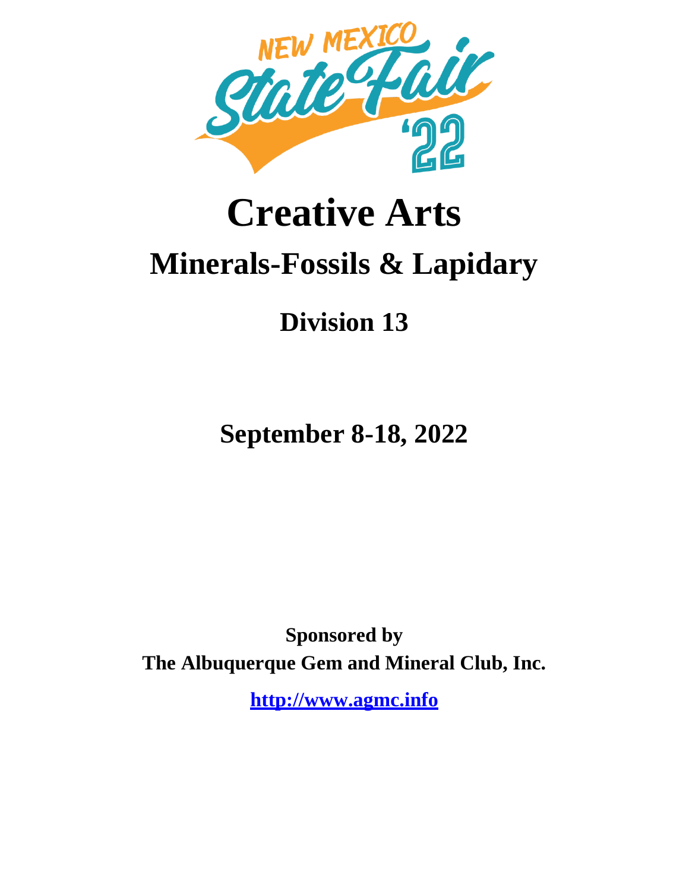NEW MEXICO State Fair '22

# Creative Arts

## Minerals-Fossils & Lapidary

### Division 13

### September 8-18, 2022

**Sponsored by**
**The Albuquerque Gem and Mineral Club, Inc.**

**[http://www.agmc.info](http://www.agmc.info)**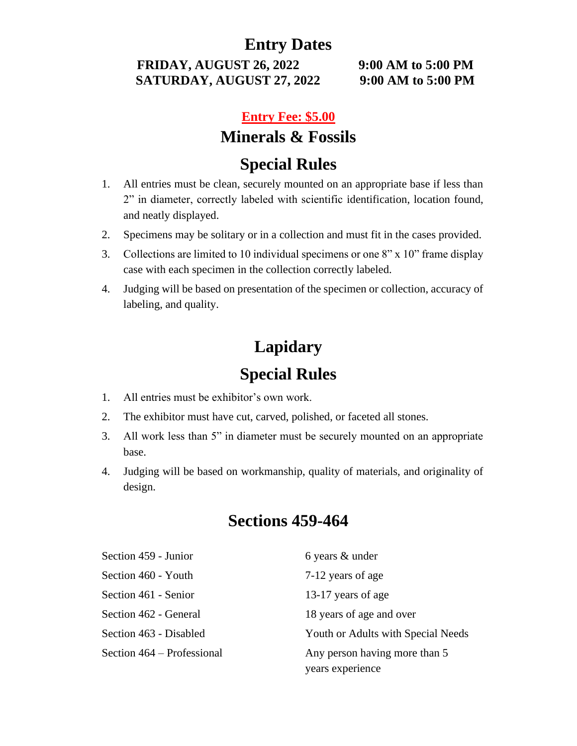# Entry Dates

**FRIDAY, AUGUST 26, 2022 9:00 AM to 5:00 PM**
**SATURDAY, AUGUST 27, 2022 9:00 AM to 5:00 PM**

**Entry Fee: $5.00**

## Minerals & Fossils

## Special Rules

1. All entries must be clean, securely mounted on an appropriate base if less than 2" in diameter, correctly labeled with scientific identification, location found, and neatly displayed.
2. Specimens may be solitary or in a collection and must fit in the cases provided.
3. Collections are limited to 10 individual specimens or one 8" x 10" frame display case with each specimen in the collection correctly labeled.
4. Judging will be based on presentation of the specimen or collection, accuracy of labeling, and quality.

## Lapidary

## Special Rules

1. All entries must be exhibitor's own work.
2. The exhibitor must have cut, carved, polished, or faceted all stones.
3. All work less than 5" in diameter must be securely mounted on an appropriate base.
4. Judging will be based on workmanship, quality of materials, and originality of design.

## Sections 459-464

| | |
|---|---|
| Section 459 - Junior | 6 years & under |
| Section 460 - Youth | 7-12 years of age |
| Section 461 - Senior | 13-17 years of age |
| Section 462 - General | 18 years of age and over |
| Section 463 - Disabled | Youth or Adults with Special Needs |
| Section 464 – Professional | Any person having more than 5 years experience |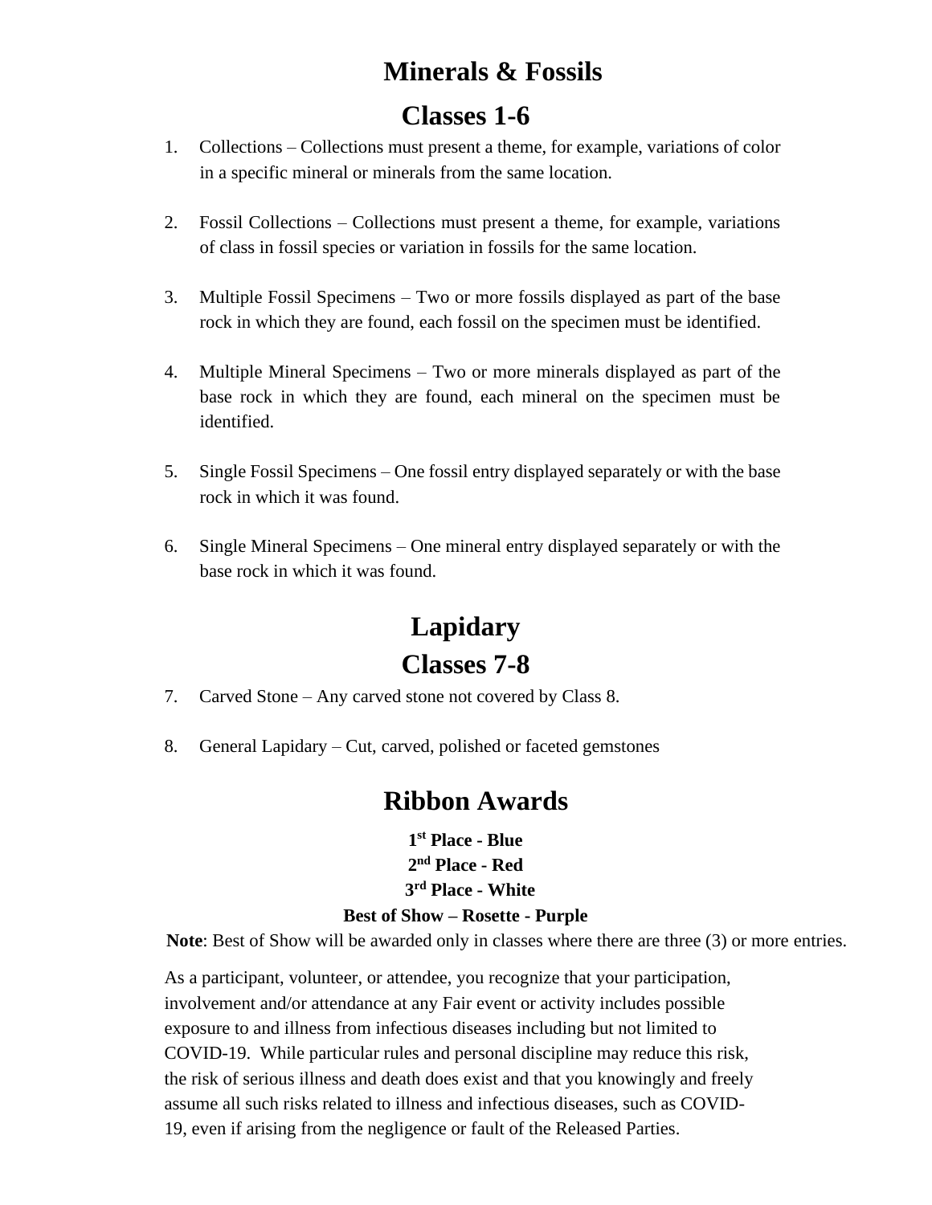# Minerals & Fossils

## Classes 1-6

1. Collections – Collections must present a theme, for example, variations of color in a specific mineral or minerals from the same location.

2. Fossil Collections – Collections must present a theme, for example, variations of class in fossil species or variation in fossils for the same location.

3. Multiple Fossil Specimens – Two or more fossils displayed as part of the base rock in which they are found, each fossil on the specimen must be identified.

4. Multiple Mineral Specimens – Two or more minerals displayed as part of the base rock in which they are found, each mineral on the specimen must be identified.

5. Single Fossil Specimens – One fossil entry displayed separately or with the base rock in which it was found.

6. Single Mineral Specimens – One mineral entry displayed separately or with the base rock in which it was found.

# Lapidary

## Classes 7-8

7. Carved Stone – Any carved stone not covered by Class 8.

8. General Lapidary – Cut, carved, polished or faceted gemstones

# Ribbon Awards

**1st Place - Blue**
**2nd Place - Red**
**3rd Place - White**
**Best of Show – Rosette - Purple**

**Note**: Best of Show will be awarded only in classes where there are three (3) or more entries.

As a participant, volunteer, or attendee, you recognize that your participation, involvement and/or attendance at any Fair event or activity includes possible exposure to and illness from infectious diseases including but not limited to COVID-19. While particular rules and personal discipline may reduce this risk, the risk of serious illness and death does exist and that you knowingly and freely assume all such risks related to illness and infectious diseases, such as COVID-19, even if arising from the negligence or fault of the Released Parties.